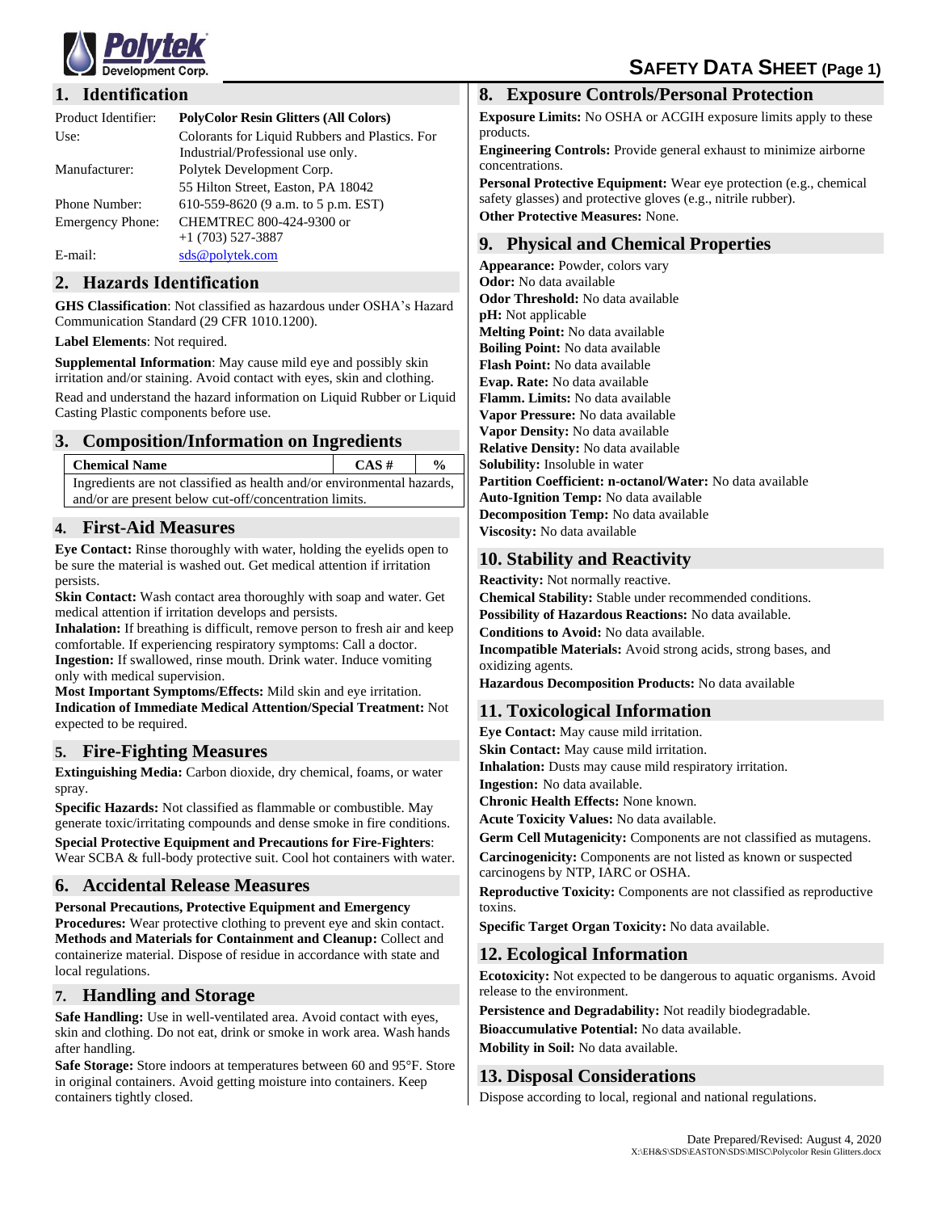# SAFETY DATA SHEET (Page 1)

## 1. Identification

| | |
|---|---|
| Product Identifier: | **PolyColor Resin Glitters (All Colors)** |
| Use: | Colorants for Liquid Rubbers and Plastics. For Industrial/Professional use only. |
| Manufacturer: | Polytek Development Corp. 55 Hilton Street, Easton, PA 18042 |
| Phone Number: | 610-559-8620 (9 a.m. to 5 p.m. EST) |
| Emergency Phone: | CHEMTREC 800-424-9300 or +1 (703) 527-3887 |
| E-mail: | sds@polytek.com |

## 2. Hazards Identification

**GHS Classification**: Not classified as hazardous under OSHA's Hazard Communication Standard (29 CFR 1010.1200).

**Label Elements**: Not required.

**Supplemental Information**: May cause mild eye and possibly skin irritation and/or staining. Avoid contact with eyes, skin and clothing.

Read and understand the hazard information on Liquid Rubber or Liquid Casting Plastic components before use.

## 3. Composition/Information on Ingredients

| Chemical Name | CAS # | % |
|---|---|---|
| Ingredients are not classified as health and/or environmental hazards, and/or are present below cut-off/concentration limits. | | |

## 4. First-Aid Measures

**Eye Contact:** Rinse thoroughly with water, holding the eyelids open to be sure the material is washed out. Get medical attention if irritation persists.
**Skin Contact:** Wash contact area thoroughly with soap and water. Get medical attention if irritation develops and persists.
**Inhalation:** If breathing is difficult, remove person to fresh air and keep comfortable. If experiencing respiratory symptoms: Call a doctor.
**Ingestion:** If swallowed, rinse mouth. Drink water. Induce vomiting only with medical supervision.
**Most Important Symptoms/Effects:** Mild skin and eye irritation.
**Indication of Immediate Medical Attention/Special Treatment:** Not expected to be required.

## 5. Fire-Fighting Measures

**Extinguishing Media:** Carbon dioxide, dry chemical, foams, or water spray.

**Specific Hazards:** Not classified as flammable or combustible. May generate toxic/irritating compounds and dense smoke in fire conditions.

**Special Protective Equipment and Precautions for Fire-Fighters**: Wear SCBA & full-body protective suit. Cool hot containers with water.

## 6. Accidental Release Measures

**Personal Precautions, Protective Equipment and Emergency Procedures:** Wear protective clothing to prevent eye and skin contact.
**Methods and Materials for Containment and Cleanup:** Collect and containerize material. Dispose of residue in accordance with state and local regulations.

## 7. Handling and Storage

**Safe Handling:** Use in well-ventilated area. Avoid contact with eyes, skin and clothing. Do not eat, drink or smoke in work area. Wash hands after handling.
**Safe Storage:** Store indoors at temperatures between 60 and 95°F. Store in original containers. Avoid getting moisture into containers. Keep containers tightly closed.

## 8. Exposure Controls/Personal Protection

**Exposure Limits:** No OSHA or ACGIH exposure limits apply to these products.
**Engineering Controls:** Provide general exhaust to minimize airborne concentrations.
**Personal Protective Equipment:** Wear eye protection (e.g., chemical safety glasses) and protective gloves (e.g., nitrile rubber).
**Other Protective Measures:** None.

## 9. Physical and Chemical Properties

**Appearance:** Powder, colors vary
**Odor:** No data available
**Odor Threshold:** No data available
**pH:** Not applicable
**Melting Point:** No data available
**Boiling Point:** No data available
**Flash Point:** No data available
**Evap. Rate:** No data available
**Flamm. Limits:** No data available
**Vapor Pressure:** No data available
**Vapor Density:** No data available
**Relative Density:** No data available
**Solubility:** Insoluble in water
**Partition Coefficient: n-octanol/Water:** No data available
**Auto-Ignition Temp:** No data available
**Decomposition Temp:** No data available
**Viscosity:** No data available

## 10. Stability and Reactivity

**Reactivity:** Not normally reactive.
**Chemical Stability:** Stable under recommended conditions.
**Possibility of Hazardous Reactions:** No data available.
**Conditions to Avoid:** No data available.
**Incompatible Materials:** Avoid strong acids, strong bases, and oxidizing agents.
**Hazardous Decomposition Products:** No data available

## 11. Toxicological Information

**Eye Contact:** May cause mild irritation.
**Skin Contact:** May cause mild irritation.
**Inhalation:** Dusts may cause mild respiratory irritation.
**Ingestion:** No data available.
**Chronic Health Effects:** None known.
**Acute Toxicity Values:** No data available.
**Germ Cell Mutagenicity:** Components are not classified as mutagens.
**Carcinogenicity:** Components are not listed as known or suspected carcinogens by NTP, IARC or OSHA.
**Reproductive Toxicity:** Components are not classified as reproductive toxins.
**Specific Target Organ Toxicity:** No data available.

## 12. Ecological Information

**Ecotoxicity:** Not expected to be dangerous to aquatic organisms. Avoid release to the environment.
**Persistence and Degradability:** Not readily biodegradable.
**Bioaccumulative Potential:** No data available.
**Mobility in Soil:** No data available.

## 13. Disposal Considerations

Dispose according to local, regional and national regulations.

Date Prepared/Revised: August 4, 2020
X:\EH&S\SDS\EASTON\SDS\MISC\Polycolor Resin Glitters.docx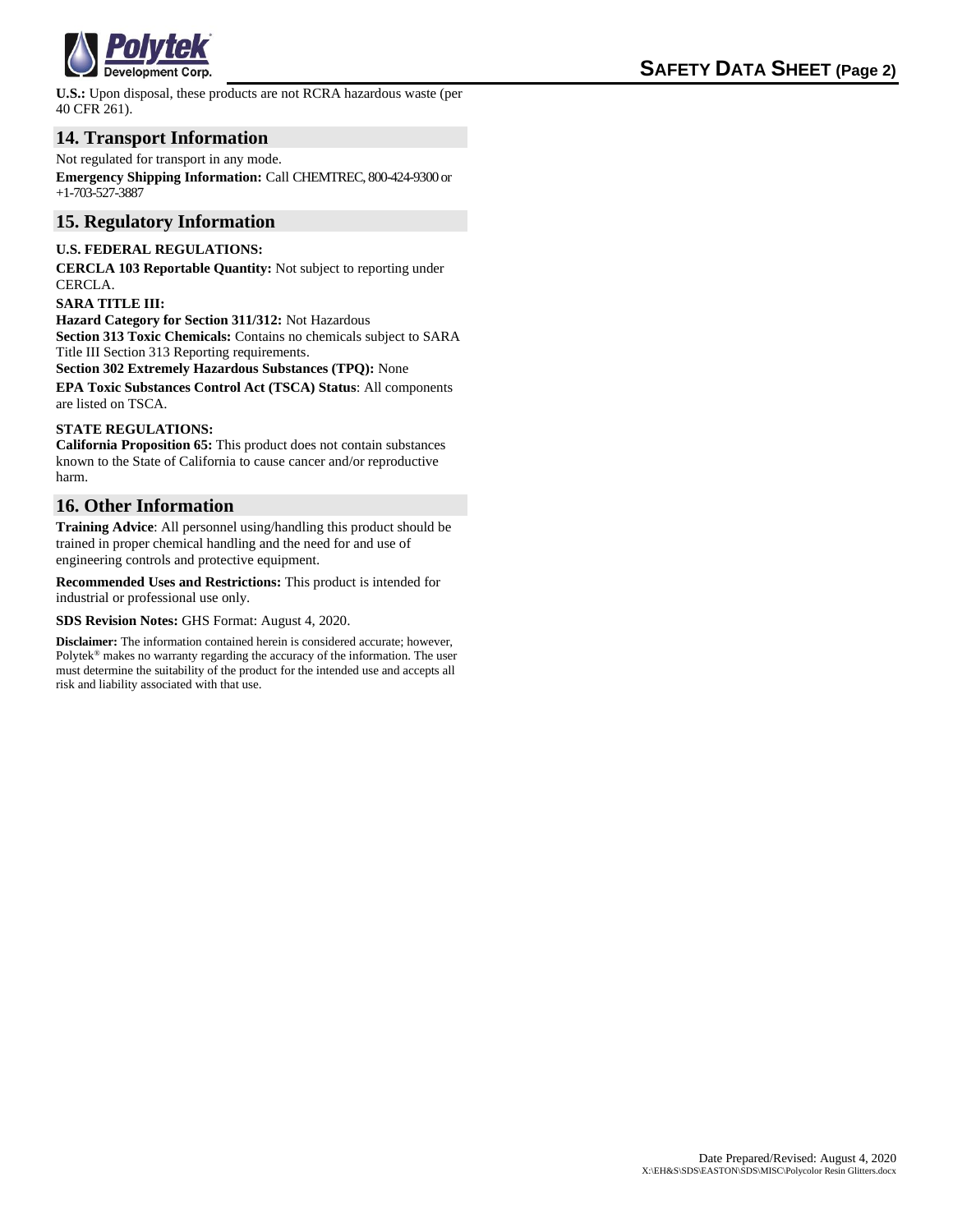**U.S.:** Upon disposal, these products are not RCRA hazardous waste (per 40 CFR 261).

## 14. Transport Information

Not regulated for transport in any mode.

**Emergency Shipping Information:** Call CHEMTREC, 800-424-9300 or +1-703-527-3887

## 15. Regulatory Information

**U.S. FEDERAL REGULATIONS:**

**CERCLA 103 Reportable Quantity:** Not subject to reporting under CERCLA.

**SARA TITLE III:**

**Hazard Category for Section 311/312:** Not Hazardous

**Section 313 Toxic Chemicals:** Contains no chemicals subject to SARA Title III Section 313 Reporting requirements.

**Section 302 Extremely Hazardous Substances (TPQ):** None

**EPA Toxic Substances Control Act (TSCA) Status**: All components are listed on TSCA.

**STATE REGULATIONS:**

**California Proposition 65:** This product does not contain substances known to the State of California to cause cancer and/or reproductive harm.

## 16. Other Information

**Training Advice**: All personnel using/handling this product should be trained in proper chemical handling and the need for and use of engineering controls and protective equipment.

**Recommended Uses and Restrictions:** This product is intended for industrial or professional use only.

**SDS Revision Notes:** GHS Format: August 4, 2020.

**Disclaimer:** The information contained herein is considered accurate; however, Polytek® makes no warranty regarding the accuracy of the information. The user must determine the suitability of the product for the intended use and accepts all risk and liability associated with that use.

Date Prepared/Revised: August 4, 2020
X:\EH&S\SDS\EASTON\SDS\MISC\Polycolor Resin Glitters.docx